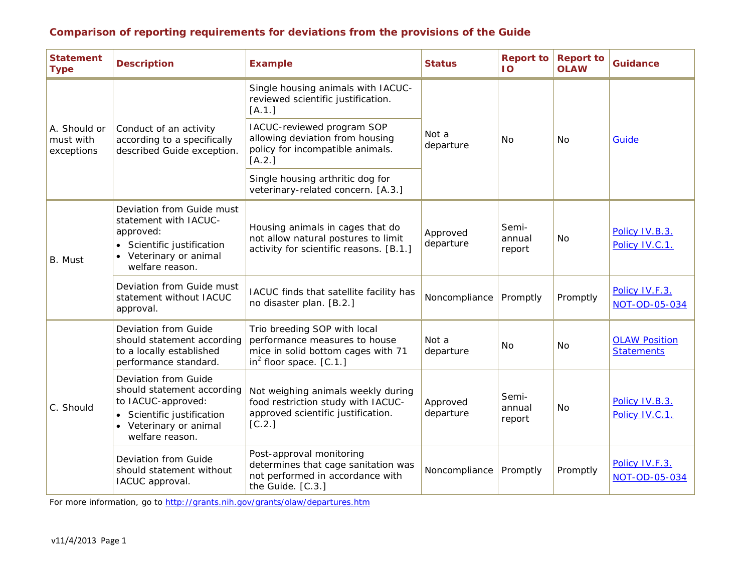## Comparison of reporting requirements for deviations from the provisions of the Guide

| Statement Type | Description | Example | Status | Report to IO | Report to OLAW | Guidance |
|---|---|---|---|---|---|---|
| A. Should or must with exceptions | Conduct of an activity according to a specifically described Guide exception. | Single housing animals with IACUC-reviewed scientific justification. [A.1.] | Not a departure | No | No | Guide |
| | | IACUC-reviewed program SOP allowing deviation from housing policy for incompatible animals. [A.2.] | | | | |
| | | Single housing arthritic dog for veterinary-related concern. [A.3.] | | | | |
| B. Must | Deviation from Guide must statement with IACUC-approved: • Scientific justification • Veterinary or animal welfare reason. | Housing animals in cages that do not allow natural postures to limit activity for scientific reasons. [B.1.] | Approved departure | Semi-annual report | No | Policy IV.B.3. Policy IV.C.1. |
| | Deviation from Guide must statement without IACUC approval. | IACUC finds that satellite facility has no disaster plan. [B.2.] | Noncompliance | Promptly | Promptly | Policy IV.F.3. NOT-OD-05-034 |
| C. Should | Deviation from Guide should statement according to a locally established performance standard. | Trio breeding SOP with local performance measures to house mice in solid bottom cages with 71 $in^2$ floor space. [C.1.] | Not a departure | No | No | OLAW Position Statements |
| | Deviation from Guide should statement according to IACUC-approved: • Scientific justification • Veterinary or animal welfare reason. | Not weighing animals weekly during food restriction study with IACUC-approved scientific justification. [C.2.] | Approved departure | Semi-annual report | No | Policy IV.B.3. Policy IV.C.1. |
| | Deviation from Guide should statement without IACUC approval. | Post-approval monitoring determines that cage sanitation was not performed in accordance with the Guide. [C.3.] | Noncompliance | Promptly | Promptly | Policy IV.F.3. NOT-OD-05-034 |

For more information, go to http://grants.nih.gov/grants/olaw/departures.htm

v11/4/2013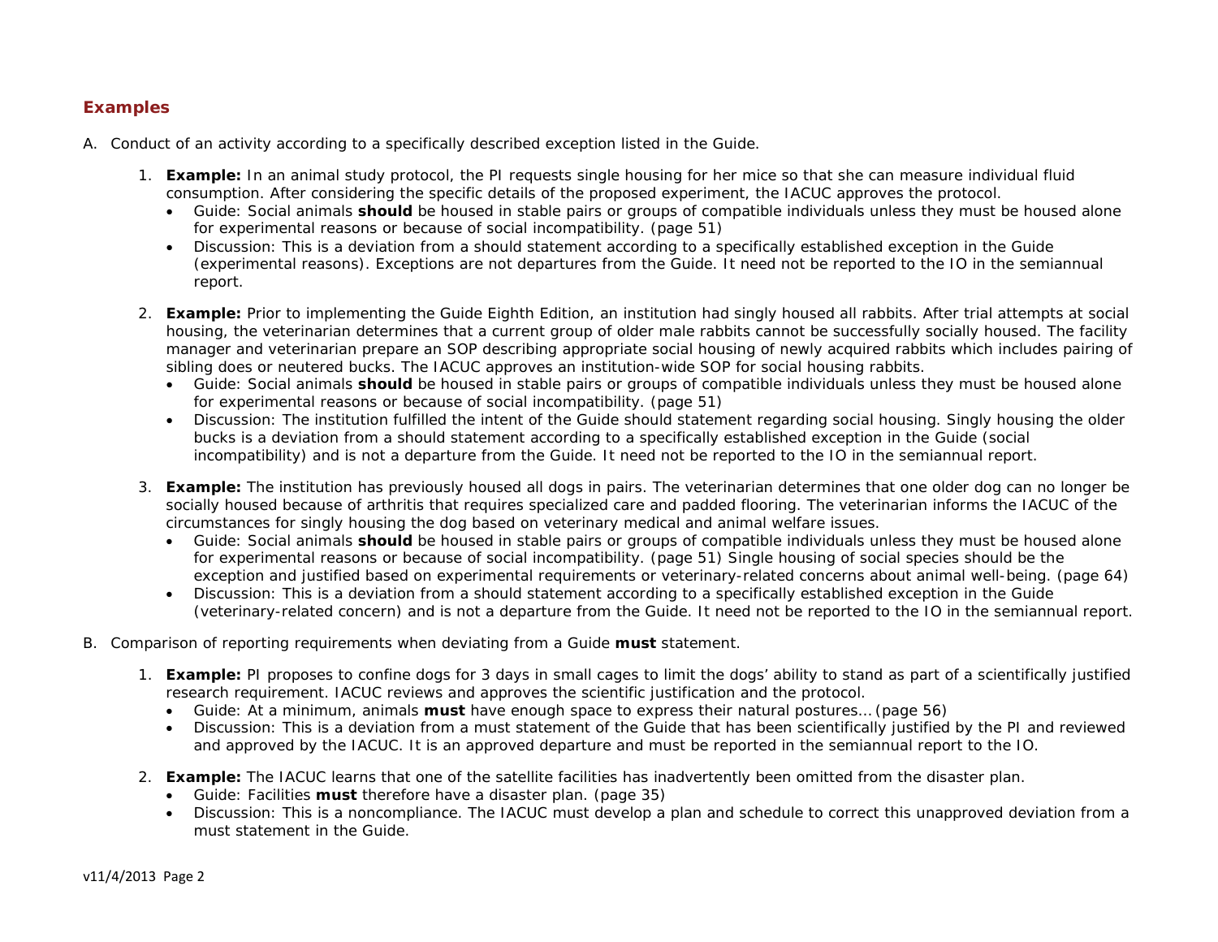## Examples

A. Conduct of an activity according to a specifically described exception listed in the Guide.

1. **Example:** In an animal study protocol, the PI requests single housing for her mice so that she can measure individual fluid consumption. After considering the specific details of the proposed experiment, the IACUC approves the protocol.
   - Guide: Social animals **should** be housed in stable pairs or groups of compatible individuals unless they must be housed alone for experimental reasons or because of social incompatibility. (page 51)
   - Discussion: This is a deviation from a should statement according to a specifically established exception in the Guide (experimental reasons). Exceptions are not departures from the Guide. It need not be reported to the IO in the semiannual report.

2. **Example:** Prior to implementing the Guide Eighth Edition, an institution had singly housed all rabbits. After trial attempts at social housing, the veterinarian determines that a current group of older male rabbits cannot be successfully socially housed. The facility manager and veterinarian prepare an SOP describing appropriate social housing of newly acquired rabbits which includes pairing of sibling does or neutered bucks. The IACUC approves an institution-wide SOP for social housing rabbits.
   - Guide: Social animals **should** be housed in stable pairs or groups of compatible individuals unless they must be housed alone for experimental reasons or because of social incompatibility. (page 51)
   - Discussion: The institution fulfilled the intent of the Guide should statement regarding social housing. Singly housing the older bucks is a deviation from a should statement according to a specifically established exception in the Guide (social incompatibility) and is not a departure from the Guide. It need not be reported to the IO in the semiannual report.

3. **Example:** The institution has previously housed all dogs in pairs. The veterinarian determines that one older dog can no longer be socially housed because of arthritis that requires specialized care and padded flooring. The veterinarian informs the IACUC of the circumstances for singly housing the dog based on veterinary medical and animal welfare issues.
   - Guide: Social animals **should** be housed in stable pairs or groups of compatible individuals unless they must be housed alone for experimental reasons or because of social incompatibility. (page 51) Single housing of social species should be the exception and justified based on experimental requirements or veterinary-related concerns about animal well-being. (page 64)
   - Discussion: This is a deviation from a should statement according to a specifically established exception in the Guide (veterinary-related concern) and is not a departure from the Guide. It need not be reported to the IO in the semiannual report.

B. Comparison of reporting requirements when deviating from a Guide **must** statement.

1. **Example:** PI proposes to confine dogs for 3 days in small cages to limit the dogs' ability to stand as part of a scientifically justified research requirement. IACUC reviews and approves the scientific justification and the protocol.
   - Guide: At a minimum, animals **must** have enough space to express their natural postures… (page 56)
   - Discussion: This is a deviation from a must statement of the Guide that has been scientifically justified by the PI and reviewed and approved by the IACUC. It is an approved departure and must be reported in the semiannual report to the IO.

2. **Example:** The IACUC learns that one of the satellite facilities has inadvertently been omitted from the disaster plan.
   - Guide: Facilities **must** therefore have a disaster plan. (page 35)
   - Discussion: This is a noncompliance. The IACUC must develop a plan and schedule to correct this unapproved deviation from a must statement in the Guide.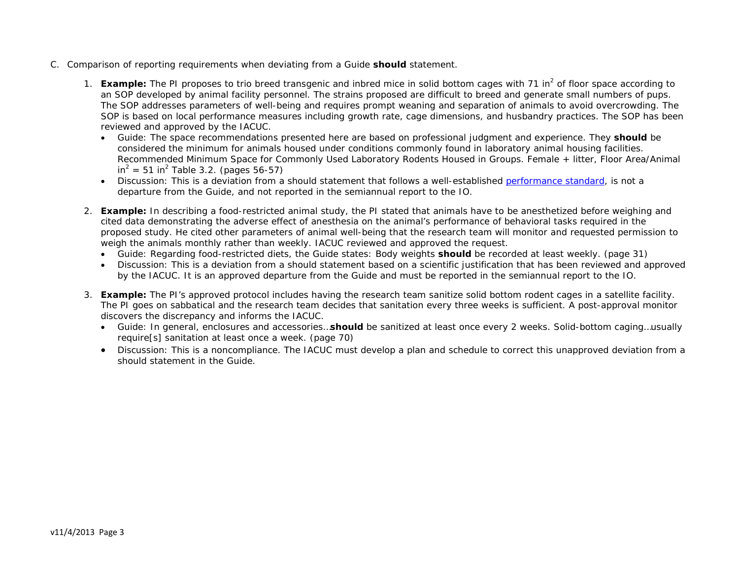C. Comparison of reporting requirements when deviating from a Guide **should** statement.

1. **Example:** The PI proposes to trio breed transgenic and inbred mice in solid bottom cages with 71 $in^2$ of floor space according to an SOP developed by animal facility personnel. The strains proposed are difficult to breed and generate small numbers of pups. The SOP addresses parameters of well-being and requires prompt weaning and separation of animals to avoid overcrowding. The SOP is based on local performance measures including growth rate, cage dimensions, and husbandry practices. The SOP has been reviewed and approved by the IACUC.
   - Guide: The space recommendations presented here are based on professional judgment and experience. They **should** be considered the minimum for animals housed under conditions commonly found in laboratory animal housing facilities. Recommended Minimum Space for Commonly Used Laboratory Rodents Housed in Groups. Female + litter, Floor Area/Animal $in^2$ = 51 $in^2$ Table 3.2. (pages 56-57)
   - Discussion: This is a deviation from a should statement that follows a well-established performance standard, is not a departure from the Guide, and not reported in the semiannual report to the IO.

2. **Example:** In describing a food-restricted animal study, the PI stated that animals have to be anesthetized before weighing and cited data demonstrating the adverse effect of anesthesia on the animal's performance of behavioral tasks required in the proposed study. He cited other parameters of animal well-being that the research team will monitor and requested permission to weigh the animals monthly rather than weekly. IACUC reviewed and approved the request.
   - Guide: Regarding food-restricted diets, the Guide states: Body weights **should** be recorded at least weekly. (page 31)
   - Discussion: This is a deviation from a should statement based on a scientific justification that has been reviewed and approved by the IACUC. It is an approved departure from the Guide and must be reported in the semiannual report to the IO.

3. **Example:** The PI's approved protocol includes having the research team sanitize solid bottom rodent cages in a satellite facility. The PI goes on sabbatical and the research team decides that sanitation every three weeks is sufficient. A post-approval monitor discovers the discrepancy and informs the IACUC.
   - Guide: In general, enclosures and accessories...**should** be sanitized at least once every 2 weeks. Solid-bottom caging...usually require[s] sanitation at least once a week. (page 70)
   - Discussion: This is a noncompliance. The IACUC must develop a plan and schedule to correct this unapproved deviation from a should statement in the Guide.